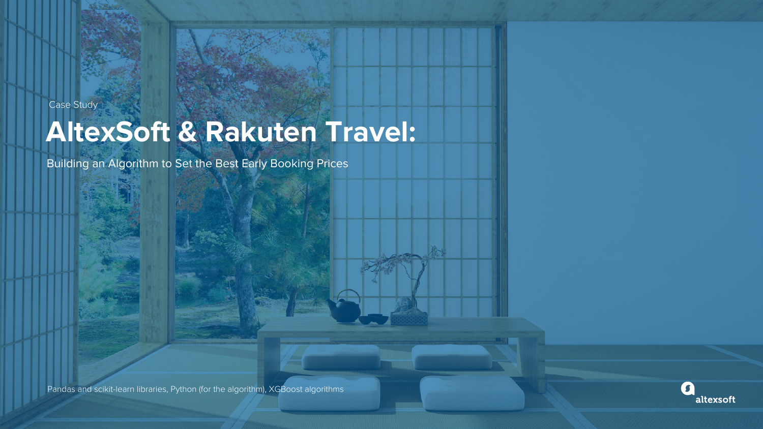Case Study

# AltexSoft & Rakuten Travel:

Building an Algorithm to Set the Best Early Booking Prices

Pandas and scikit-learn libraries, Python (for the algorithm), XGBoost algorithms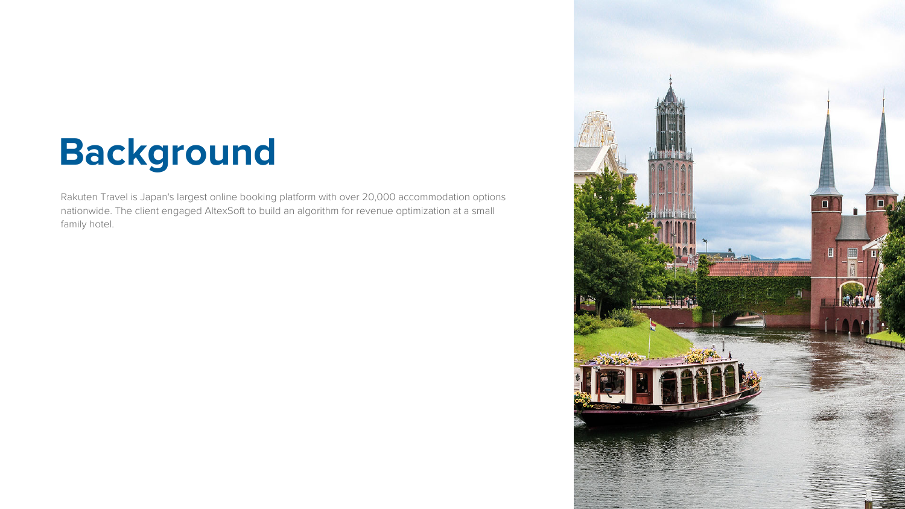# Background

Rakuten Travel is Japan's largest online booking platform with over 20,000 accommodation options nationwide. The client engaged AltexSoft to build an algorithm for revenue optimization at a small family hotel.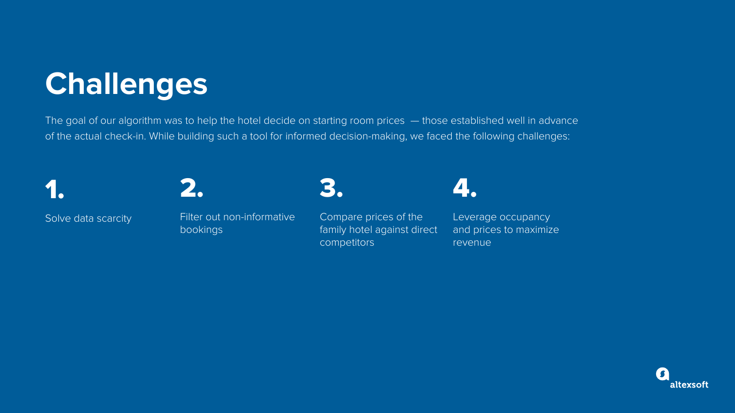# Challenges

The goal of our algorithm was to help the hotel decide on starting room prices — those established well in advance of the actual check-in. While building such a tool for informed decision-making, we faced the following challenges:

**1.** Solve data scarcity

**2.** Filter out non-informative bookings

**3.** Compare prices of the family hotel against direct competitors

**4.** Leverage occupancy and prices to maximize revenue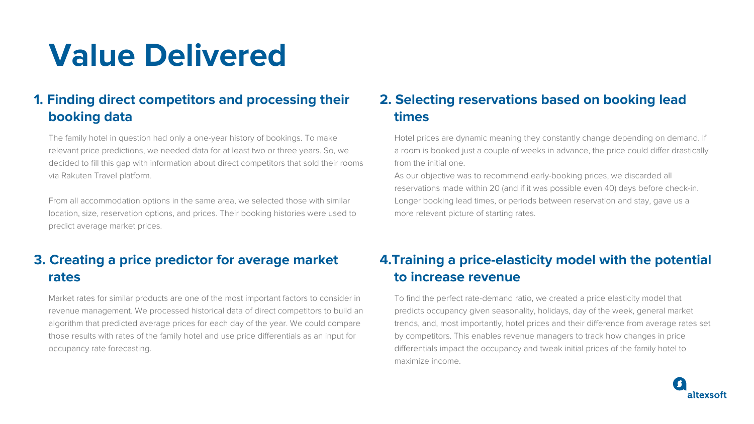# Value Delivered

## 1. Finding direct competitors and processing their booking data

The family hotel in question had only a one-year history of bookings. To make relevant price predictions, we needed data for at least two or three years. So, we decided to fill this gap with information about direct competitors that sold their rooms via Rakuten Travel platform.

From all accommodation options in the same area, we selected those with similar location, size, reservation options, and prices. Their booking histories were used to predict average market prices.

## 2. Selecting reservations based on booking lead times

Hotel prices are dynamic meaning they constantly change depending on demand. If a room is booked just a couple of weeks in advance, the price could differ drastically from the initial one.

As our objective was to recommend early-booking prices, we discarded all reservations made within 20 (and if it was possible even 40) days before check-in. Longer booking lead times, or periods between reservation and stay, gave us a more relevant picture of starting rates.

## 3. Creating a price predictor for average market rates

Market rates for similar products are one of the most important factors to consider in revenue management. We processed historical data of direct competitors to build an algorithm that predicted average prices for each day of the year. We could compare those results with rates of the family hotel and use price differentials as an input for occupancy rate forecasting.

## 4.Training a price-elasticity model with the potential to increase revenue

To find the perfect rate-demand ratio, we created a price elasticity model that predicts occupancy given seasonality, holidays, day of the week, general market trends, and, most importantly, hotel prices and their difference from average rates set by competitors. This enables revenue managers to track how changes in price differentials impact the occupancy and tweak initial prices of the family hotel to maximize income.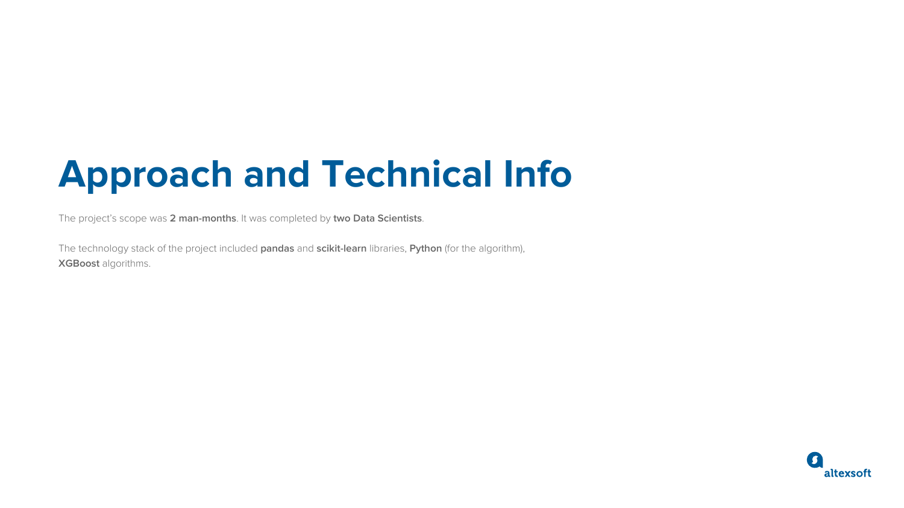# Approach and Technical Info

The project's scope was **2 man-months**. It was completed by **two Data Scientists**.

The technology stack of the project included **pandas** and **scikit-learn** libraries, **Python** (for the algorithm), **XGBoost** algorithms.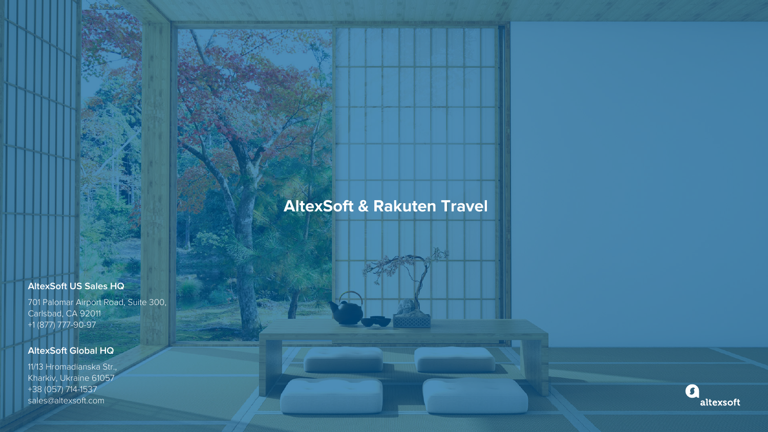# AltexSoft & Rakuten Travel

**AltexSoft US Sales HQ**

701 Palomar Airport Road, Suite 300,
Carlsbad, CA 92011
+1 (877) 777-90-97

**AltexSoft Global HQ**

11/13 Hromadianska Str.,
Kharkiv, Ukraine 61057
+38 (057) 714-1537
sales@altexsoft.com

altexsoft